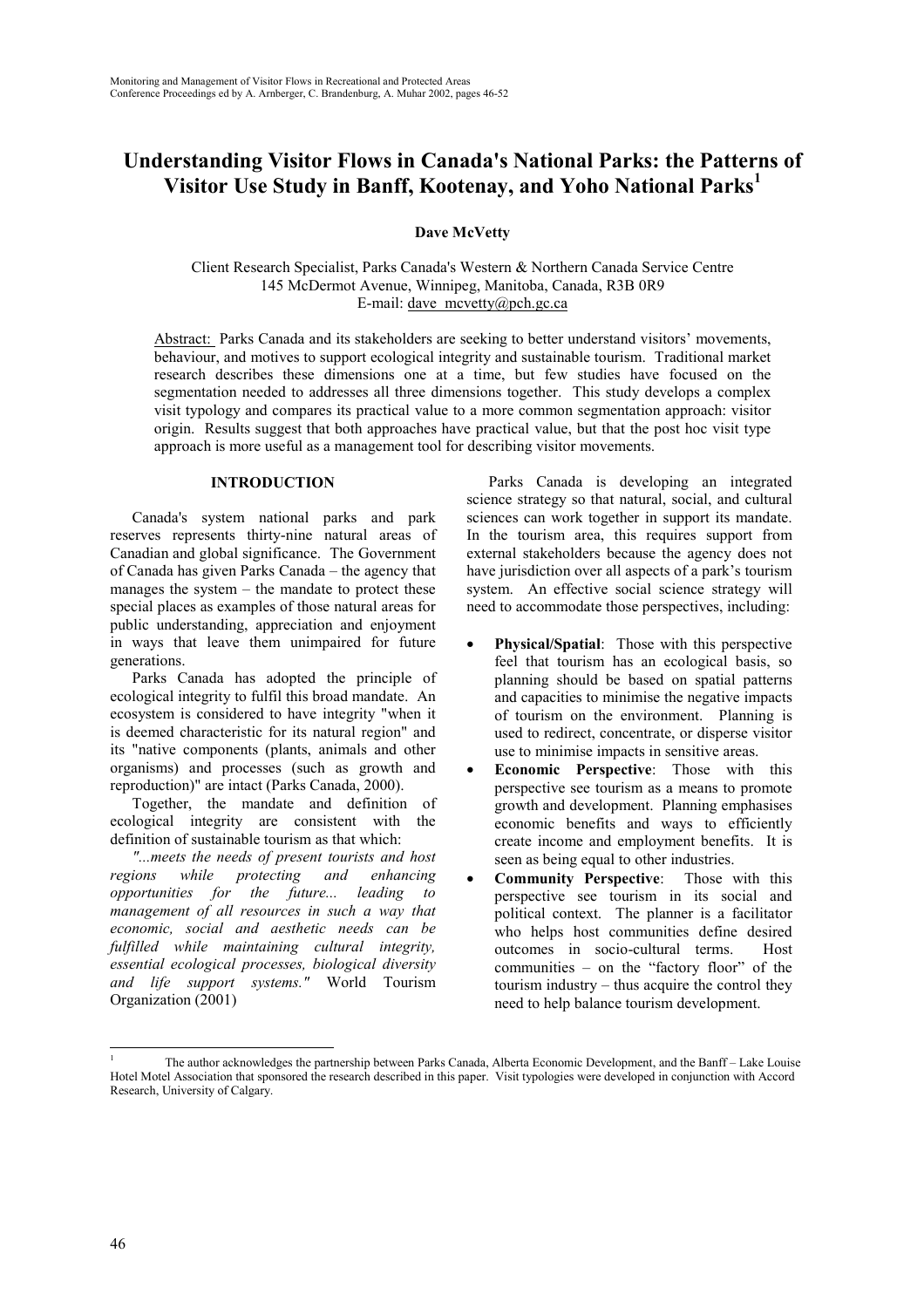# Understanding Visitor Flows in Canada's National Parks: the Patterns of Visitor Use Study in Banff, Kootenay, and Yoho National Parks[1]

**Dave McVetty**

Client Research Specialist, Parks Canada's Western & Northern Canada Service Centre
145 McDermot Avenue, Winnipeg, Manitoba, Canada, R3B 0R9
E-mail: dave_mcvetty@pch.gc.ca

Abstract: Parks Canada and its stakeholders are seeking to better understand visitors' movements, behaviour, and motives to support ecological integrity and sustainable tourism. Traditional market research describes these dimensions one at a time, but few studies have focused on the segmentation needed to addresses all three dimensions together. This study develops a complex visit typology and compares its practical value to a more common segmentation approach: visitor origin. Results suggest that both approaches have practical value, but that the post hoc visit type approach is more useful as a management tool for describing visitor movements.

## INTRODUCTION

Canada's system national parks and park reserves represents thirty-nine natural areas of Canadian and global significance. The Government of Canada has given Parks Canada – the agency that manages the system – the mandate to protect these special places as examples of those natural areas for public understanding, appreciation and enjoyment in ways that leave them unimpaired for future generations.

Parks Canada has adopted the principle of ecological integrity to fulfil this broad mandate. An ecosystem is considered to have integrity "when it is deemed characteristic for its natural region" and its "native components (plants, animals and other organisms) and processes (such as growth and reproduction)" are intact (Parks Canada, 2000).

Together, the mandate and definition of ecological integrity are consistent with the definition of sustainable tourism as that which:

*"...meets the needs of present tourists and host regions while protecting and enhancing opportunities for the future... leading to management of all resources in such a way that economic, social and aesthetic needs can be fulfilled while maintaining cultural integrity, essential ecological processes, biological diversity and life support systems."* World Tourism Organization (2001)

Parks Canada is developing an integrated science strategy so that natural, social, and cultural sciences can work together in support its mandate. In the tourism area, this requires support from external stakeholders because the agency does not have jurisdiction over all aspects of a park's tourism system. An effective social science strategy will need to accommodate those perspectives, including:

- **Physical/Spatial**: Those with this perspective feel that tourism has an ecological basis, so planning should be based on spatial patterns and capacities to minimise the negative impacts of tourism on the environment. Planning is used to redirect, concentrate, or disperse visitor use to minimise impacts in sensitive areas.
- **Economic Perspective**: Those with this perspective see tourism as a means to promote growth and development. Planning emphasises economic benefits and ways to efficiently create income and employment benefits. It is seen as being equal to other industries.
- **Community Perspective**: Those with this perspective see tourism in its social and political context. The planner is a facilitator who helps host communities define desired outcomes in socio-cultural terms. Host communities – on the "factory floor" of the tourism industry – thus acquire the control they need to help balance tourism development.

---

[1] The author acknowledges the partnership between Parks Canada, Alberta Economic Development, and the Banff – Lake Louise Hotel Motel Association that sponsored the research described in this paper. Visit typologies were developed in conjunction with Accord Research, University of Calgary.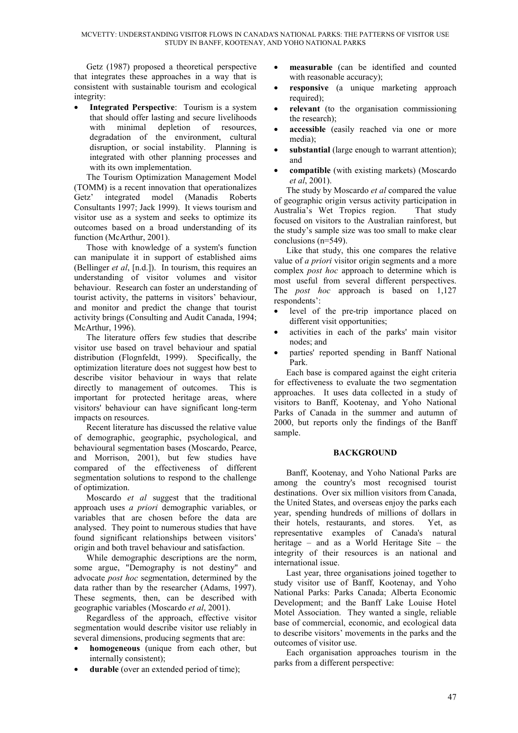Getz (1987) proposed a theoretical perspective that integrates these approaches in a way that is consistent with sustainable tourism and ecological integrity:

- **Integrated Perspective**: Tourism is a system that should offer lasting and secure livelihoods with minimal depletion of resources, degradation of the environment, cultural disruption, or social instability. Planning is integrated with other planning processes and with its own implementation.

The Tourism Optimization Management Model (TOMM) is a recent innovation that operationalizes Getz' integrated model (Manadis Roberts Consultants 1997; Jack 1999). It views tourism and visitor use as a system and seeks to optimize its outcomes based on a broad understanding of its function (McArthur, 2001).

Those with knowledge of a system's function can manipulate it in support of established aims (Bellinger *et al*, [n.d.]). In tourism, this requires an understanding of visitor volumes and visitor behaviour. Research can foster an understanding of tourist activity, the patterns in visitors' behaviour, and monitor and predict the change that tourist activity brings (Consulting and Audit Canada, 1994; McArthur, 1996).

The literature offers few studies that describe visitor use based on travel behaviour and spatial distribution (Flognfeldt, 1999). Specifically, the optimization literature does not suggest how best to describe visitor behaviour in ways that relate directly to management of outcomes. This is important for protected heritage areas, where visitors' behaviour can have significant long-term impacts on resources.

Recent literature has discussed the relative value of demographic, geographic, psychological, and behavioural segmentation bases (Moscardo, Pearce, and Morrison, 2001), but few studies have compared of the effectiveness of different segmentation solutions to respond to the challenge of optimization.

Moscardo *et al* suggest that the traditional approach uses *a priori* demographic variables, or variables that are chosen before the data are analysed. They point to numerous studies that have found significant relationships between visitors' origin and both travel behaviour and satisfaction.

While demographic descriptions are the norm, some argue, "Demography is not destiny" and advocate *post hoc* segmentation, determined by the data rather than by the researcher (Adams, 1997). These segments, then, can be described with geographic variables (Moscardo *et al*, 2001).

Regardless of the approach, effective visitor segmentation would describe visitor use reliably in several dimensions, producing segments that are:

- **homogeneous** (unique from each other, but internally consistent);
- **durable** (over an extended period of time);
- **measurable** (can be identified and counted with reasonable accuracy);
- **responsive** (a unique marketing approach required);
- **relevant** (to the organisation commissioning the research);
- **accessible** (easily reached via one or more media);
- **substantial** (large enough to warrant attention); and
- **compatible** (with existing markets) (Moscardo *et al*, 2001).

The study by Moscardo *et al* compared the value of geographic origin versus activity participation in Australia's Wet Tropics region. That study focused on visitors to the Australian rainforest, but the study's sample size was too small to make clear conclusions (n=549).

Like that study, this one compares the relative value of *a priori* visitor origin segments and a more complex *post hoc* approach to determine which is most useful from several different perspectives. The *post hoc* approach is based on 1,127 respondents':

- level of the pre-trip importance placed on different visit opportunities;
- activities in each of the parks' main visitor nodes; and
- parties' reported spending in Banff National Park.

Each base is compared against the eight criteria for effectiveness to evaluate the two segmentation approaches. It uses data collected in a study of visitors to Banff, Kootenay, and Yoho National Parks of Canada in the summer and autumn of 2000, but reports only the findings of the Banff sample.

## BACKGROUND

Banff, Kootenay, and Yoho National Parks are among the country's most recognised tourist destinations. Over six million visitors from Canada, the United States, and overseas enjoy the parks each year, spending hundreds of millions of dollars in their hotels, restaurants, and stores. Yet, as representative examples of Canada's natural heritage – and as a World Heritage Site – the integrity of their resources is an national and international issue.

Last year, three organisations joined together to study visitor use of Banff, Kootenay, and Yoho National Parks: Parks Canada; Alberta Economic Development; and the Banff Lake Louise Hotel Motel Association. They wanted a single, reliable base of commercial, economic, and ecological data to describe visitors' movements in the parks and the outcomes of visitor use.

Each organisation approaches tourism in the parks from a different perspective: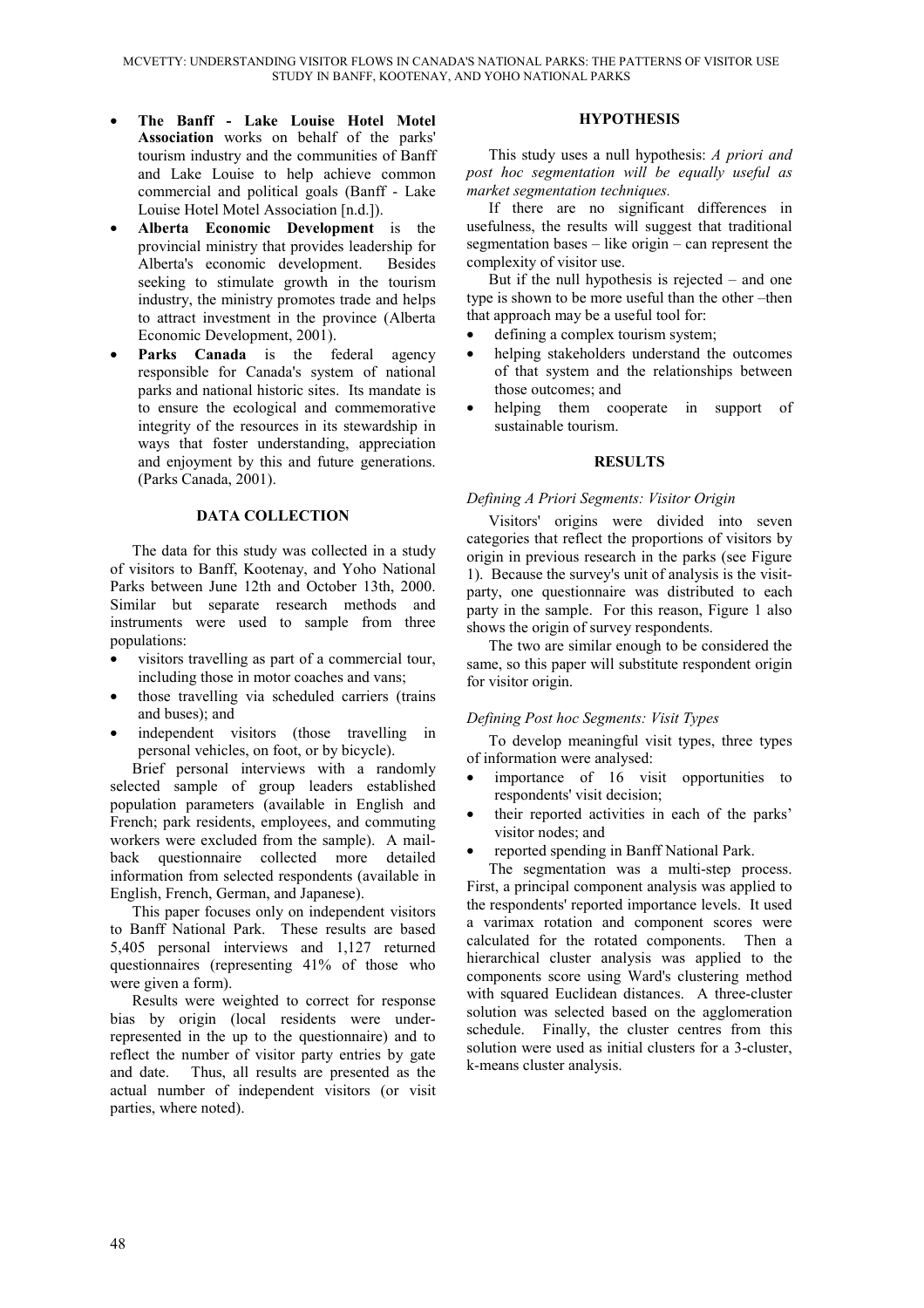- **The Banff - Lake Louise Hotel Motel Association** works on behalf of the parks' tourism industry and the communities of Banff and Lake Louise to help achieve common commercial and political goals (Banff - Lake Louise Hotel Motel Association [n.d.]).
- **Alberta Economic Development** is the provincial ministry that provides leadership for Alberta's economic development. Besides seeking to stimulate growth in the tourism industry, the ministry promotes trade and helps to attract investment in the province (Alberta Economic Development, 2001).
- **Parks Canada** is the federal agency responsible for Canada's system of national parks and national historic sites. Its mandate is to ensure the ecological and commemorative integrity of the resources in its stewardship in ways that foster understanding, appreciation and enjoyment by this and future generations. (Parks Canada, 2001).

## DATA COLLECTION

The data for this study was collected in a study of visitors to Banff, Kootenay, and Yoho National Parks between June 12th and October 13th, 2000. Similar but separate research methods and instruments were used to sample from three populations:

- visitors travelling as part of a commercial tour, including those in motor coaches and vans;
- those travelling via scheduled carriers (trains and buses); and
- independent visitors (those travelling in personal vehicles, on foot, or by bicycle).

Brief personal interviews with a randomly selected sample of group leaders established population parameters (available in English and French; park residents, employees, and commuting workers were excluded from the sample). A mail-back questionnaire collected more detailed information from selected respondents (available in English, French, German, and Japanese).

This paper focuses only on independent visitors to Banff National Park. These results are based 5,405 personal interviews and 1,127 returned questionnaires (representing 41% of those who were given a form).

Results were weighted to correct for response bias by origin (local residents were under-represented in the up to the questionnaire) and to reflect the number of visitor party entries by gate and date. Thus, all results are presented as the actual number of independent visitors (or visit parties, where noted).

## HYPOTHESIS

This study uses a null hypothesis: *A priori and post hoc segmentation will be equally useful as market segmentation techniques.*

If there are no significant differences in usefulness, the results will suggest that traditional segmentation bases – like origin – can represent the complexity of visitor use.

But if the null hypothesis is rejected – and one type is shown to be more useful than the other –then that approach may be a useful tool for:

- defining a complex tourism system;
- helping stakeholders understand the outcomes of that system and the relationships between those outcomes; and
- helping them cooperate in support of sustainable tourism.

## RESULTS

### *Defining A Priori Segments: Visitor Origin*

Visitors' origins were divided into seven categories that reflect the proportions of visitors by origin in previous research in the parks (see Figure 1). Because the survey's unit of analysis is the visit-party, one questionnaire was distributed to each party in the sample. For this reason, Figure 1 also shows the origin of survey respondents.

The two are similar enough to be considered the same, so this paper will substitute respondent origin for visitor origin.

### *Defining Post hoc Segments: Visit Types*

To develop meaningful visit types, three types of information were analysed:

- importance of 16 visit opportunities to respondents' visit decision;
- their reported activities in each of the parks' visitor nodes; and
- reported spending in Banff National Park.

The segmentation was a multi-step process. First, a principal component analysis was applied to the respondents' reported importance levels. It used a varimax rotation and component scores were calculated for the rotated components. Then a hierarchical cluster analysis was applied to the components score using Ward's clustering method with squared Euclidean distances. A three-cluster solution was selected based on the agglomeration schedule. Finally, the cluster centres from this solution were used as initial clusters for a 3-cluster, k-means cluster analysis.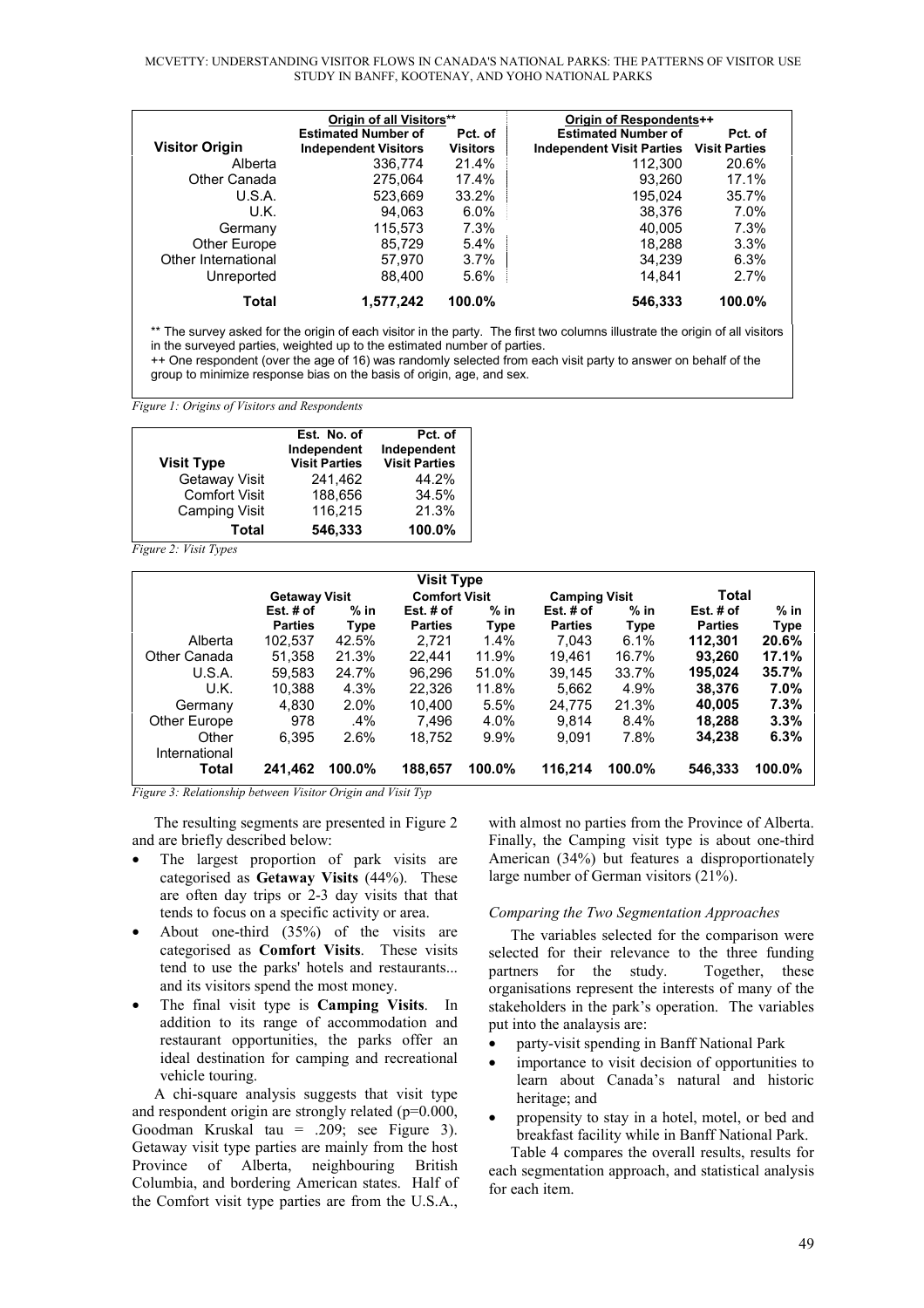| Visitor Origin | Origin of all Visitors** Estimated Number of Independent Visitors | Pct. of Visitors | Origin of Respondents++ Estimated Number of Independent Visit Parties | Pct. of Visit Parties |
|---|---|---|---|---|
| Alberta | 336,774 | 21.4% | 112,300 | 20.6% |
| Other Canada | 275,064 | 17.4% | 93,260 | 17.1% |
| U.S.A. | 523,669 | 33.2% | 195,024 | 35.7% |
| U.K. | 94,063 | 6.0% | 38,376 | 7.0% |
| Germany | 115,573 | 7.3% | 40,005 | 7.3% |
| Other Europe | 85,729 | 5.4% | 18,288 | 3.3% |
| Other International | 57,970 | 3.7% | 34,239 | 6.3% |
| Unreported | 88,400 | 5.6% | 14,841 | 2.7% |
| **Total** | **1,577,242** | **100.0%** | **546,333** | **100.0%** |

** The survey asked for the origin of each visitor in the party. The first two columns illustrate the origin of all visitors in the surveyed parties, weighted up to the estimated number of parties.
++ One respondent (over the age of 16) was randomly selected from each visit party to answer on behalf of the group to minimize response bias on the basis of origin, age, and sex.

*Figure 1: Origins of Visitors and Respondents*

| Visit Type | Est. No. of Independent Visit Parties | Pct. of Independent Visit Parties |
|---|---|---|
| Getaway Visit | 241,462 | 44.2% |
| Comfort Visit | 188,656 | 34.5% |
| Camping Visit | 116,215 | 21.3% |
| **Total** | **546,333** | **100.0%** |

*Figure 2: Visit Types*

| | Getaway Visit | | Comfort Visit | | Camping Visit | | Total | |
|---|---|---|---|---|---|---|---|---|
| | Est. # of Parties | % in Type | Est. # of Parties | % in Type | Est. # of Parties | % in Type | Est. # of Parties | % in Type |
| Alberta | 102,537 | 42.5% | 2,721 | 1.4% | 7,043 | 6.1% | **112,301** | **20.6%** |
| Other Canada | 51,358 | 21.3% | 22,441 | 11.9% | 19,461 | 16.7% | **93,260** | **17.1%** |
| U.S.A. | 59,583 | 24.7% | 96,296 | 51.0% | 39,145 | 33.7% | **195,024** | **35.7%** |
| U.K. | 10,388 | 4.3% | 22,326 | 11.8% | 5,662 | 4.9% | **38,376** | **7.0%** |
| Germany | 4,830 | 2.0% | 10,400 | 5.5% | 24,775 | 21.3% | **40,005** | **7.3%** |
| Other Europe | 978 | .4% | 7,496 | 4.0% | 9,814 | 8.4% | **18,288** | **3.3%** |
| Other International | 6,395 | 2.6% | 18,752 | 9.9% | 9,091 | 7.8% | **34,238** | **6.3%** |
| **Total** | **241,462** | **100.0%** | **188,657** | **100.0%** | **116,214** | **100.0%** | **546,333** | **100.0%** |

*Figure 3: Relationship between Visitor Origin and Visit Typ*

The resulting segments are presented in Figure 2 and are briefly described below:

- The largest proportion of park visits are categorised as **Getaway Visits** (44%). These are often day trips or 2-3 day visits that that tends to focus on a specific activity or area.
- About one-third (35%) of the visits are categorised as **Comfort Visits**. These visits tend to use the parks' hotels and restaurants... and its visitors spend the most money.
- The final visit type is **Camping Visits**. In addition to its range of accommodation and restaurant opportunities, the parks offer an ideal destination for camping and recreational vehicle touring.

A chi-square analysis suggests that visit type and respondent origin are strongly related ($p=0.000$, Goodman Kruskal tau = .209; see Figure 3). Getaway visit type parties are mainly from the host Province of Alberta, neighbouring British Columbia, and bordering American states. Half of the Comfort visit type parties are from the U.S.A., with almost no parties from the Province of Alberta. Finally, the Camping visit type is about one-third American (34%) but features a disproportionately large number of German visitors (21%).

### *Comparing the Two Segmentation Approaches*

The variables selected for the comparison were selected for their relevance to the three funding partners for the study. Together, these organisations represent the interests of many of the stakeholders in the park's operation. The variables put into the anaalysis are:

- party-visit spending in Banff National Park
- importance to visit decision of opportunities to learn about Canada's natural and historic heritage; and
- propensity to stay in a hotel, motel, or bed and breakfast facility while in Banff National Park.

Table 4 compares the overall results, results for each segmentation approach, and statistical analysis for each item.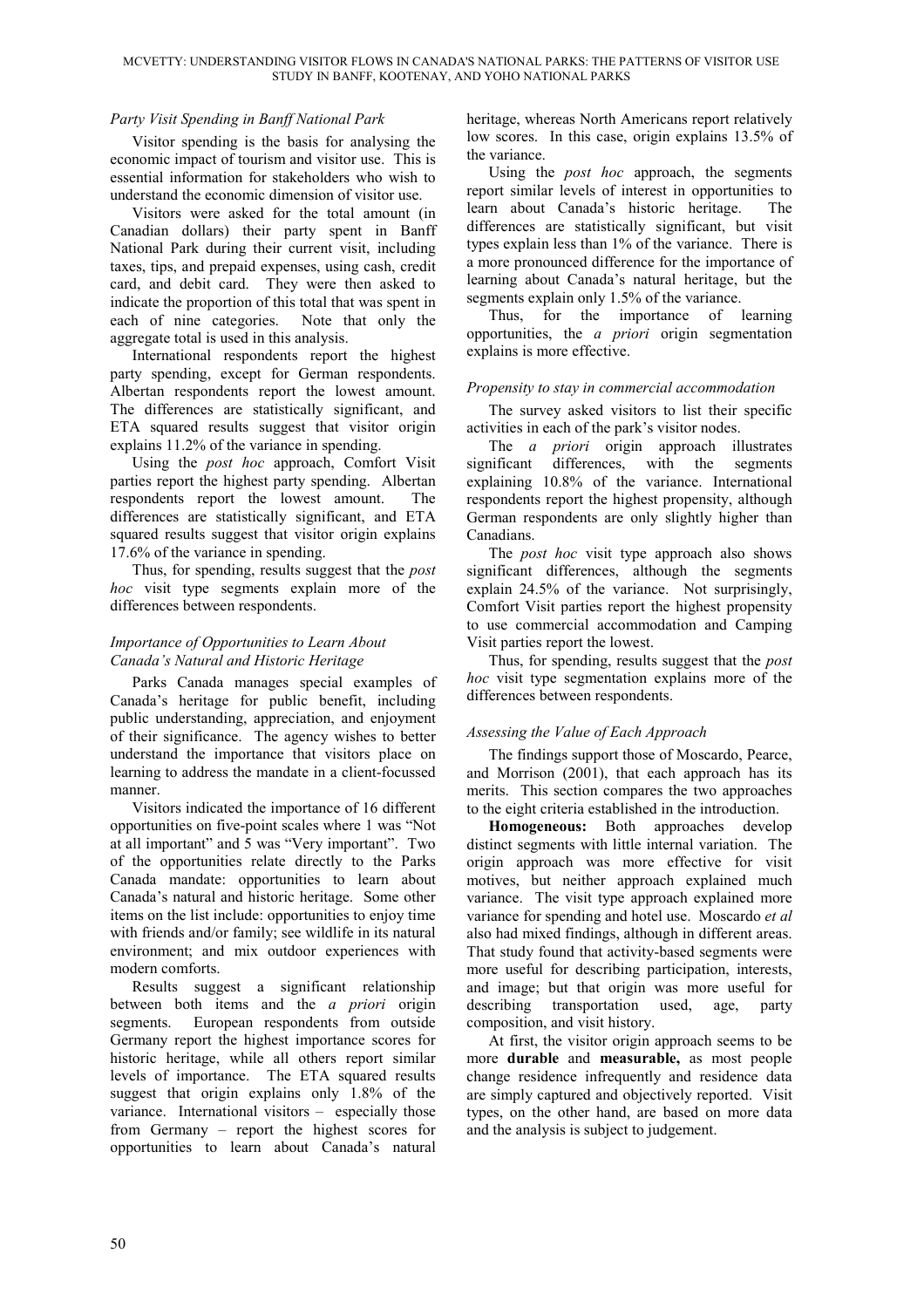### *Party Visit Spending in Banff National Park*

Visitor spending is the basis for analysing the economic impact of tourism and visitor use. This is essential information for stakeholders who wish to understand the economic dimension of visitor use.

Visitors were asked for the total amount (in Canadian dollars) their party spent in Banff National Park during their current visit, including taxes, tips, and prepaid expenses, using cash, credit card, and debit card. They were then asked to indicate the proportion of this total that was spent in each of nine categories. Note that only the aggregate total is used in this analysis.

International respondents report the highest party spending, except for German respondents. Albertan respondents report the lowest amount. The differences are statistically significant, and ETA squared results suggest that visitor origin explains 11.2% of the variance in spending.

Using the *post hoc* approach, Comfort Visit parties report the highest party spending. Albertan respondents report the lowest amount. The differences are statistically significant, and ETA squared results suggest that visitor origin explains 17.6% of the variance in spending.

Thus, for spending, results suggest that the *post hoc* visit type segments explain more of the differences between respondents.

### *Importance of Opportunities to Learn About Canada's Natural and Historic Heritage*

Parks Canada manages special examples of Canada's heritage for public benefit, including public understanding, appreciation, and enjoyment of their significance. The agency wishes to better understand the importance that visitors place on learning to address the mandate in a client-focussed manner.

Visitors indicated the importance of 16 different opportunities on five-point scales where 1 was "Not at all important" and 5 was "Very important". Two of the opportunities relate directly to the Parks Canada mandate: opportunities to learn about Canada's natural and historic heritage. Some other items on the list include: opportunities to enjoy time with friends and/or family; see wildlife in its natural environment; and mix outdoor experiences with modern comforts.

Results suggest a significant relationship between both items and the *a priori* origin segments. European respondents from outside Germany report the highest importance scores for historic heritage, while all others report similar levels of importance. The ETA squared results suggest that origin explains only 1.8% of the variance. International visitors – especially those from Germany – report the highest scores for opportunities to learn about Canada's natural heritage, whereas North Americans report relatively low scores. In this case, origin explains 13.5% of the variance.

Using the *post hoc* approach, the segments report similar levels of interest in opportunities to learn about Canada's historic heritage. The differences are statistically significant, but visit types explain less than 1% of the variance. There is a more pronounced difference for the importance of learning about Canada's natural heritage, but the segments explain only 1.5% of the variance.

Thus, for the importance of learning opportunities, the *a priori* origin segmentation explains is more effective.

### *Propensity to stay in commercial accommodation*

The survey asked visitors to list their specific activities in each of the park's visitor nodes.

The *a priori* origin approach illustrates significant differences, with the segments explaining 10.8% of the variance. International respondents report the highest propensity, although German respondents are only slightly higher than Canadians.

The *post hoc* visit type approach also shows significant differences, although the segments explain 24.5% of the variance. Not surprisingly, Comfort Visit parties report the highest propensity to use commercial accommodation and Camping Visit parties report the lowest.

Thus, for spending, results suggest that the *post hoc* visit type segmentation explains more of the differences between respondents.

### *Assessing the Value of Each Approach*

The findings support those of Moscardo, Pearce, and Morrison (2001), that each approach has its merits. This section compares the two approaches to the eight criteria established in the introduction.

**Homogeneous:** Both approaches develop distinct segments with little internal variation. The origin approach was more effective for visit motives, but neither approach explained much variance. The visit type approach explained more variance for spending and hotel use. Moscardo *et al* also had mixed findings, although in different areas. That study found that activity-based segments were more useful for describing participation, interests, and image; but that origin was more useful for describing transportation used, age, party composition, and visit history.

At first, the visitor origin approach seems to be more **durable** and **measurable,** as most people change residence infrequently and residence data are simply captured and objectively reported. Visit types, on the other hand, are based on more data and the analysis is subject to judgement.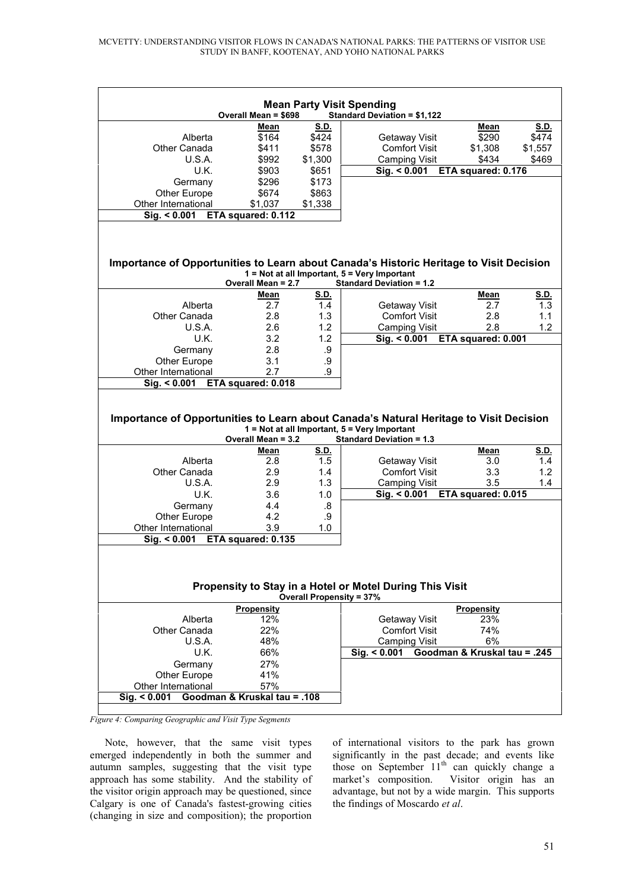**Mean Party Visit Spending**

Overall Mean = \$698 Standard Deviation = \$1,122

| | Mean | S.D. |
|---|---|---|
| Alberta | \$164 | \$424 |
| Other Canada | \$411 | \$578 |
| U.S.A. | \$992 | \$1,300 |
| U.K. | \$903 | \$651 |
| Germany | \$296 | \$173 |
| Other Europe | \$674 | \$863 |
| Other International | \$1,037 | \$1,338 |
| **Sig. < 0.001** | **ETA squared: 0.112** | |

| | Mean | S.D. |
|---|---|---|
| Getaway Visit | \$290 | \$474 |
| Comfort Visit | \$1,308 | \$1,557 |
| Camping Visit | \$434 | \$469 |
| **Sig. < 0.001** | **ETA squared: 0.176** | |

**Importance of Opportunities to Learn about Canada's Historic Heritage to Visit Decision**

1 = Not at all Important, 5 = Very Important

Overall Mean = 2.7 Standard Deviation = 1.2

| | Mean | S.D. |
|---|---|---|
| Alberta | 2.7 | 1.4 |
| Other Canada | 2.8 | 1.3 |
| U.S.A. | 2.6 | 1.2 |
| U.K. | 3.2 | 1.2 |
| Germany | 2.8 | .9 |
| Other Europe | 3.1 | .9 |
| Other International | 2.7 | .9 |
| **Sig. < 0.001** | **ETA squared: 0.018** | |

| | Mean | S.D. |
|---|---|---|
| Getaway Visit | 2.7 | 1.3 |
| Comfort Visit | 2.8 | 1.1 |
| Camping Visit | 2.8 | 1.2 |
| **Sig. < 0.001** | **ETA squared: 0.001** | |

**Importance of Opportunities to Learn about Canada's Natural Heritage to Visit Decision**

1 = Not at all Important, 5 = Very Important

Overall Mean = 3.2 Standard Deviation = 1.3

| | Mean | S.D. |
|---|---|---|
| Alberta | 2.8 | 1.5 |
| Other Canada | 2.9 | 1.4 |
| U.S.A. | 2.9 | 1.3 |
| U.K. | 3.6 | 1.0 |
| Germany | 4.4 | .8 |
| Other Europe | 4.2 | .9 |
| Other International | 3.9 | 1.0 |
| **Sig. < 0.001** | **ETA squared: 0.135** | |

| | Mean | S.D. |
|---|---|---|
| Getaway Visit | 3.0 | 1.4 |
| Comfort Visit | 3.3 | 1.2 |
| Camping Visit | 3.5 | 1.4 |
| **Sig. < 0.001** | **ETA squared: 0.015** | |

**Propensity to Stay in a Hotel or Motel During This Visit**

Overall Propensity = 37%

| | Propensity |
|---|---|
| Alberta | 12% |
| Other Canada | 22% |
| U.S.A. | 48% |
| U.K. | 66% |
| Germany | 27% |
| Other Europe | 41% |
| Other International | 57% |
| **Sig. < 0.001** | **Goodman & Kruskal tau = .108** |

| | Propensity |
|---|---|
| Getaway Visit | 23% |
| Comfort Visit | 74% |
| Camping Visit | 6% |
| **Sig. < 0.001** | **Goodman & Kruskal tau = .245** |

*Figure 4: Comparing Geographic and Visit Type Segments*

Note, however, that the same visit types emerged independently in both the summer and autumn samples, suggesting that the visit type approach has some stability. And the stability of the visitor origin approach may be questioned, since Calgary is one of Canada's fastest-growing cities (changing in size and composition); the proportion of international visitors to the park has grown significantly in the past decade; and events like those on September 11th can quickly change a market's composition. Visitor origin has an advantage, but not by a wide margin. This supports the findings of Moscardo *et al*.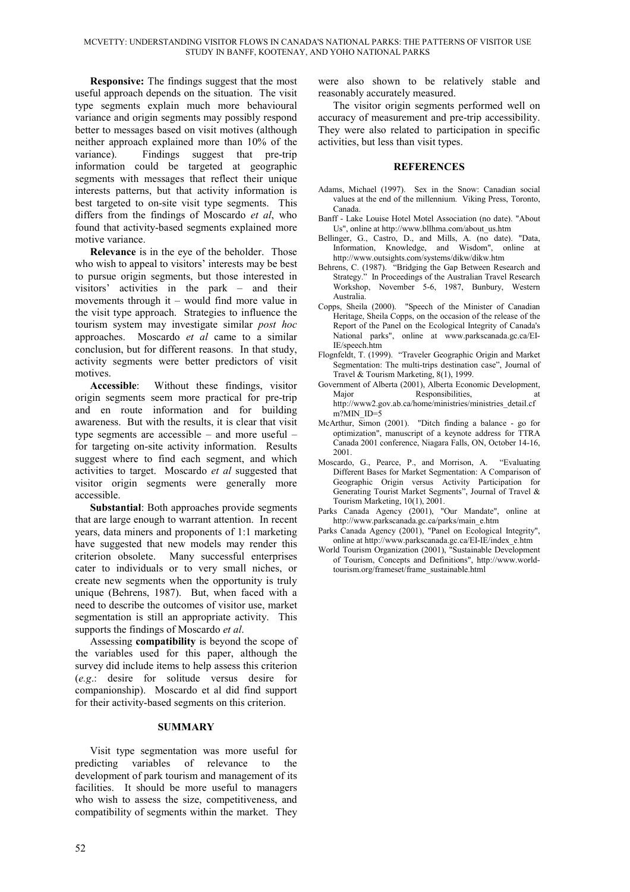**Responsive:** The findings suggest that the most useful approach depends on the situation. The visit type segments explain much more behavioural variance and origin segments may possibly respond better to messages based on visit motives (although neither approach explained more than 10% of the variance). Findings suggest that pre-trip information could be targeted at geographic segments with messages that reflect their unique interests patterns, but that activity information is best targeted to on-site visit type segments. This differs from the findings of Moscardo *et al*, who found that activity-based segments explained more motive variance.

**Relevance** is in the eye of the beholder. Those who wish to appeal to visitors' interests may be best to pursue origin segments, but those interested in visitors' activities in the park – and their movements through it – would find more value in the visit type approach. Strategies to influence the tourism system may investigate similar *post hoc* approaches. Moscardo *et al* came to a similar conclusion, but for different reasons. In that study, activity segments were better predictors of visit motives.

**Accessible**: Without these findings, visitor origin segments seem more practical for pre-trip and en route information and for building awareness. But with the results, it is clear that visit type segments are accessible – and more useful – for targeting on-site activity information. Results suggest where to find each segment, and which activities to target. Moscardo *et al* suggested that visitor origin segments were generally more accessible.

**Substantial**: Both approaches provide segments that are large enough to warrant attention. In recent years, data miners and proponents of 1:1 marketing have suggested that new models may render this criterion obsolete. Many successful enterprises cater to individuals or to very small niches, or create new segments when the opportunity is truly unique (Behrens, 1987). But, when faced with a need to describe the outcomes of visitor use, market segmentation is still an appropriate activity. This supports the findings of Moscardo *et al*.

Assessing **compatibility** is beyond the scope of the variables used for this paper, although the survey did include items to help assess this criterion (*e.g*.: desire for solitude versus desire for companionship). Moscardo et al did find support for their activity-based segments on this criterion.

## SUMMARY

Visit type segmentation was more useful for predicting variables of relevance to the development of park tourism and management of its facilities. It should be more useful to managers who wish to assess the size, competitiveness, and compatibility of segments within the market. They were also shown to be relatively stable and reasonably accurately measured.

The visitor origin segments performed well on accuracy of measurement and pre-trip accessibility. They were also related to participation in specific activities, but less than visit types.

## REFERENCES

Adams, Michael (1997). Sex in the Snow: Canadian social values at the end of the millennium. Viking Press, Toronto, Canada.

Banff - Lake Louise Hotel Motel Association (no date). "About Us", online at http://www.bllhma.com/about_us.htm

Bellinger, G., Castro, D., and Mills, A. (no date). "Data, Information, Knowledge, and Wisdom", online at http://www.outsights.com/systems/dikw/dikw.htm

Behrens, C. (1987). "Bridging the Gap Between Research and Strategy." In Proceedings of the Australian Travel Research Workshop, November 5-6, 1987, Bunbury, Western Australia.

Copps, Sheila (2000). "Speech of the Minister of Canadian Heritage, Sheila Copps, on the occasion of the release of the Report of the Panel on the Ecological Integrity of Canada's National parks", online at www.parkscanada.gc.ca/EI-IE/speech.htm

Flognfeldt, T. (1999). "Traveler Geographic Origin and Market Segmentation: The multi-trips destination case", Journal of Travel & Tourism Marketing, 8(1), 1999.

Government of Alberta (2001), Alberta Economic Development, Major Responsibilities, at http://www2.gov.ab.ca/home/ministries/ministries_detail.cfm?MIN_ID=5

McArthur, Simon (2001). "Ditch finding a balance - go for optimization", manuscript of a keynote address for TTRA Canada 2001 conference, Niagara Falls, ON, October 14-16, 2001.

Moscardo, G., Pearce, P., and Morrison, A. "Evaluating Different Bases for Market Segmentation: A Comparison of Geographic Origin versus Activity Participation for Generating Tourist Market Segments", Journal of Travel & Tourism Marketing, 10(1), 2001.

Parks Canada Agency (2001), "Our Mandate", online at http://www.parkscanada.gc.ca/parks/main_e.htm

Parks Canada Agency (2001), "Panel on Ecological Integrity", online at http://www.parkscanada.gc.ca/EI-IE/index_e.htm

World Tourism Organization (2001), "Sustainable Development of Tourism, Concepts and Definitions", http://www.world-tourism.org/frameset/frame_sustainable.html